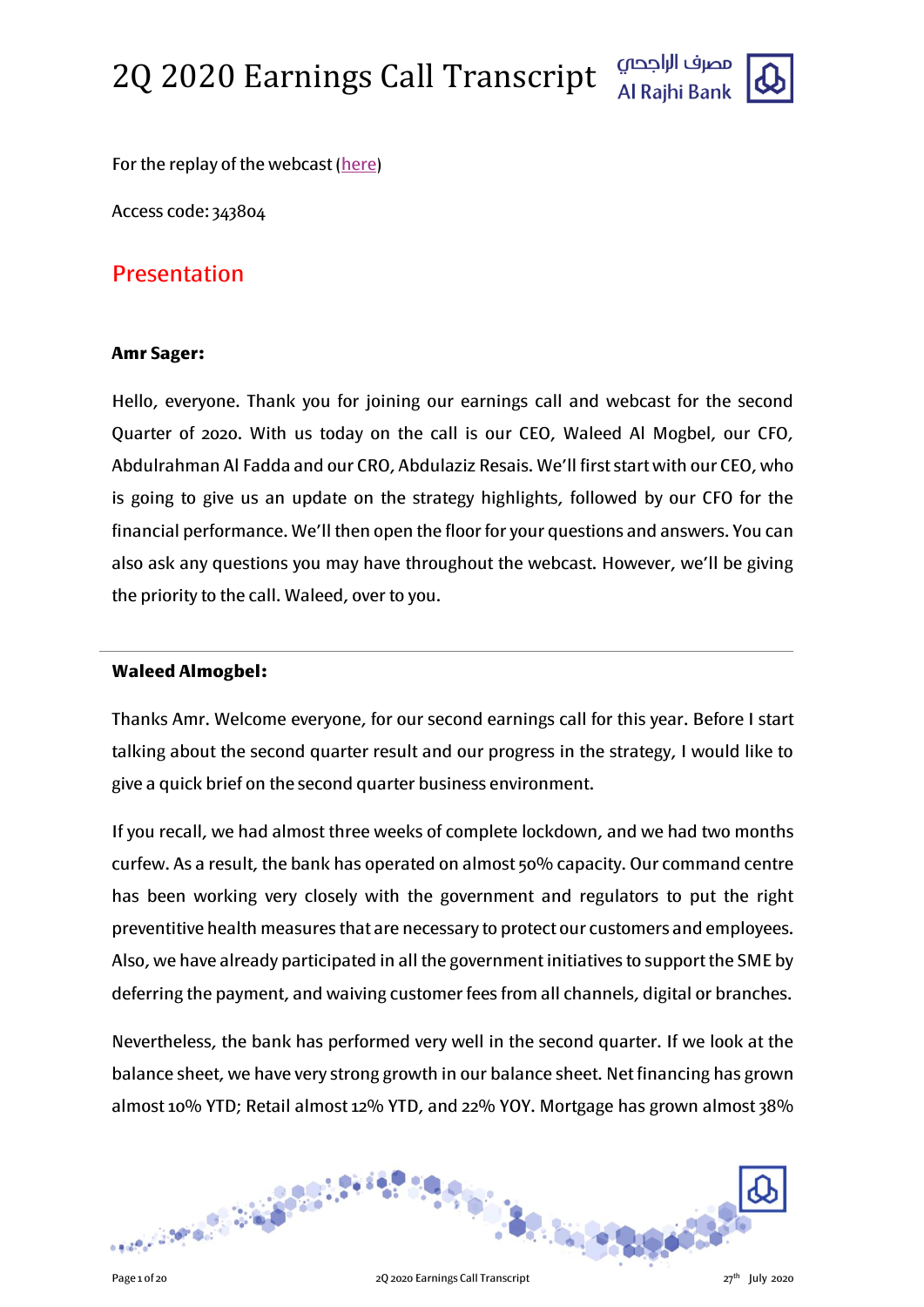# 2Q 2020 Earnings Call Transcript

For the replay of the webcast (here)

Access code: 343804

## Presentation

**Amr Sager:**

Hello, everyone. Thank you for joining our earnings call and webcast for the second Quarter of 2020. With us today on the call is our CEO, Waleed Al Mogbel, our CFO, Abdulrahman Al Fadda and our CRO, Abdulaziz Resais. We'll first start with our CEO, who is going to give us an update on the strategy highlights, followed by our CFO for the financial performance. We'll then open the floor for your questions and answers. You can also ask any questions you may have throughout the webcast. However, we'll be giving the priority to the call. Waleed, over to you.

---

**Waleed Almogbel:**

Thanks Amr. Welcome everyone, for our second earnings call for this year. Before I start talking about the second quarter result and our progress in the strategy, I would like to give a quick brief on the second quarter business environment.

If you recall, we had almost three weeks of complete lockdown, and we had two months curfew. As a result, the bank has operated on almost 50% capacity. Our command centre has been working very closely with the government and regulators to put the right preventitive health measures that are necessary to protect our customers and employees. Also, we have already participated in all the government initiatives to support the SME by deferring the payment, and waiving customer fees from all channels, digital or branches.

Nevertheless, the bank has performed very well in the second quarter. If we look at the balance sheet, we have very strong growth in our balance sheet. Net financing has grown almost 10% YTD; Retail almost 12% YTD, and 22% YOY. Mortgage has grown almost 38%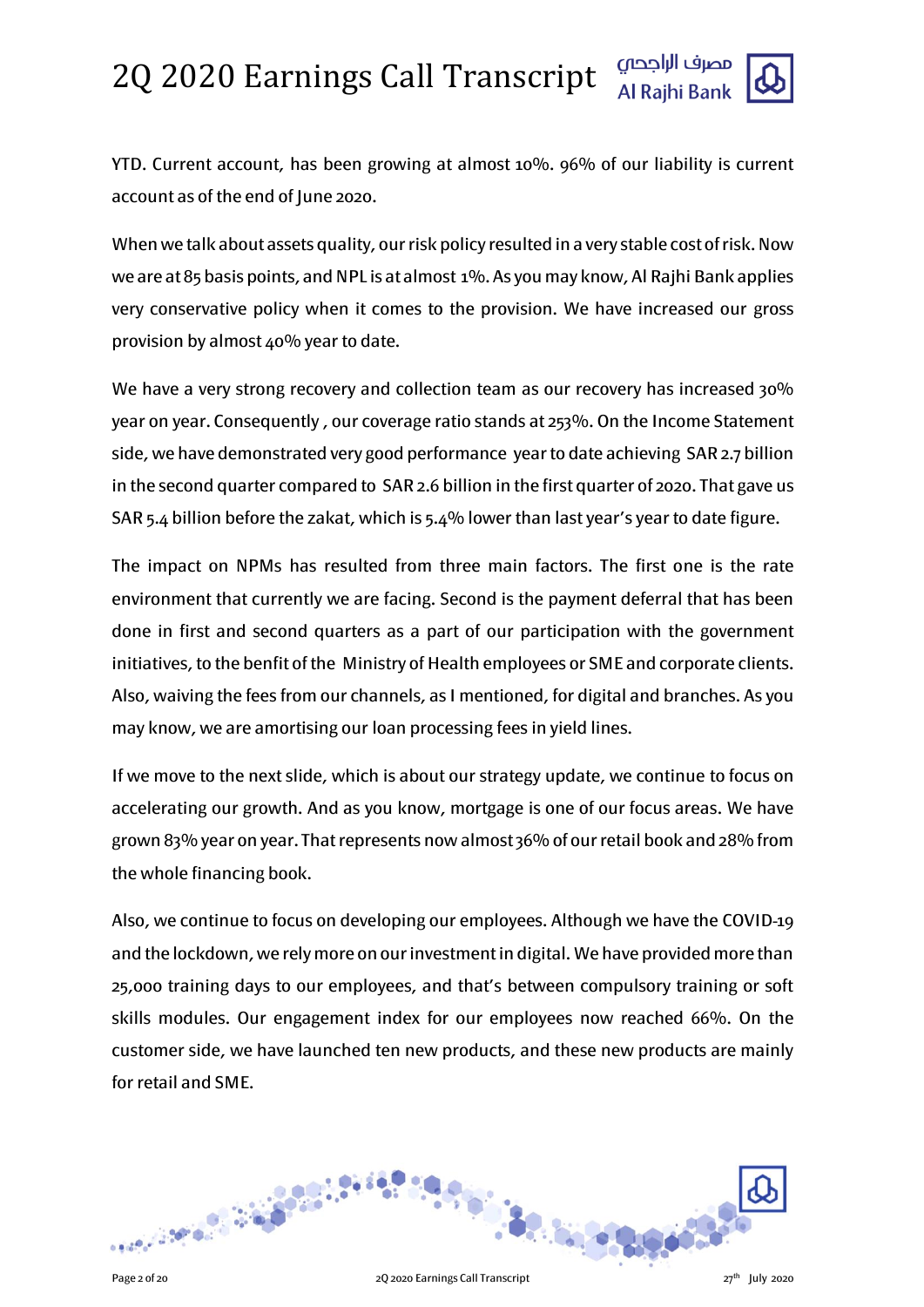YTD. Current account, has been growing at almost 10%. 96% of our liability is current account as of the end of June 2020.

When we talk about assets quality, our risk policy resulted in a very stable cost of risk. Now we are at 85 basis points, and NPL is at almost 1%. As you may know, Al Rajhi Bank applies very conservative policy when it comes to the provision. We have increased our gross provision by almost 40% year to date.

We have a very strong recovery and collection team as our recovery has increased 30% year on year. Consequently , our coverage ratio stands at 253%. On the Income Statement side, we have demonstrated very good performance year to date achieving SAR 2.7 billion in the second quarter compared to SAR 2.6 billion in the first quarter of 2020. That gave us SAR 5.4 billion before the zakat, which is 5.4% lower than last year's year to date figure.

The impact on NPMs has resulted from three main factors. The first one is the rate environment that currently we are facing. Second is the payment deferral that has been done in first and second quarters as a part of our participation with the government initiatives, to the benfit of the Ministry of Health employees or SME and corporate clients. Also, waiving the fees from our channels, as I mentioned, for digital and branches. As you may know, we are amortising our loan processing fees in yield lines.

If we move to the next slide, which is about our strategy update, we continue to focus on accelerating our growth. And as you know, mortgage is one of our focus areas. We have grown 83% year on year. That represents now almost 36% of our retail book and 28% from the whole financing book.

Also, we continue to focus on developing our employees. Although we have the COVID-19 and the lockdown, we rely more on our investment in digital. We have provided more than 25,000 training days to our employees, and that's between compulsory training or soft skills modules. Our engagement index for our employees now reached 66%. On the customer side, we have launched ten new products, and these new products are mainly for retail and SME.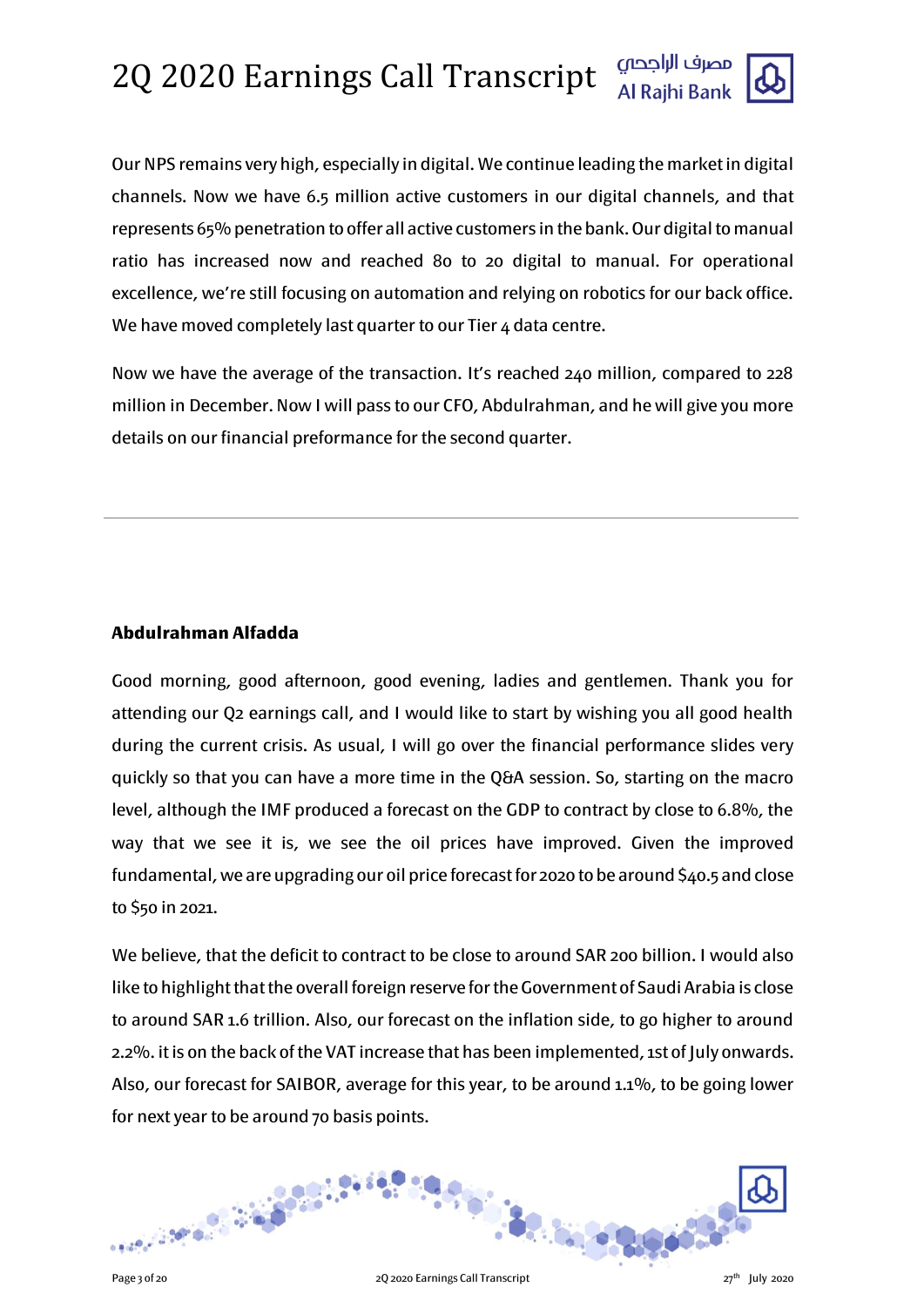Our NPS remains very high, especially in digital. We continue leading the market in digital channels. Now we have 6.5 million active customers in our digital channels, and that represents 65% penetration to offer all active customers in the bank. Our digital to manual ratio has increased now and reached 80 to 20 digital to manual. For operational excellence, we're still focusing on automation and relying on robotics for our back office. We have moved completely last quarter to our Tier 4 data centre.

Now we have the average of the transaction. It's reached 240 million, compared to 228 million in December. Now I will pass to our CFO, Abdulrahman, and he will give you more details on our financial preformance for the second quarter.

---

**Abdulrahman Alfadda**

Good morning, good afternoon, good evening, ladies and gentlemen. Thank you for attending our Q2 earnings call, and I would like to start by wishing you all good health during the current crisis. As usual, I will go over the financial performance slides very quickly so that you can have a more time in the Q&A session. So, starting on the macro level, although the IMF produced a forecast on the GDP to contract by close to 6.8%, the way that we see it is, we see the oil prices have improved. Given the improved fundamental, we are upgrading our oil price forecast for 2020 to be around $40.5 and close to $50 in 2021.

We believe, that the deficit to contract to be close to around SAR 200 billion. I would also like to highlight that the overall foreign reserve for the Government of Saudi Arabia is close to around SAR 1.6 trillion. Also, our forecast on the inflation side, to go higher to around 2.2%. it is on the back of the VAT increase that has been implemented, 1st of July onwards. Also, our forecast for SAIBOR, average for this year, to be around 1.1%, to be going lower for next year to be around 70 basis points.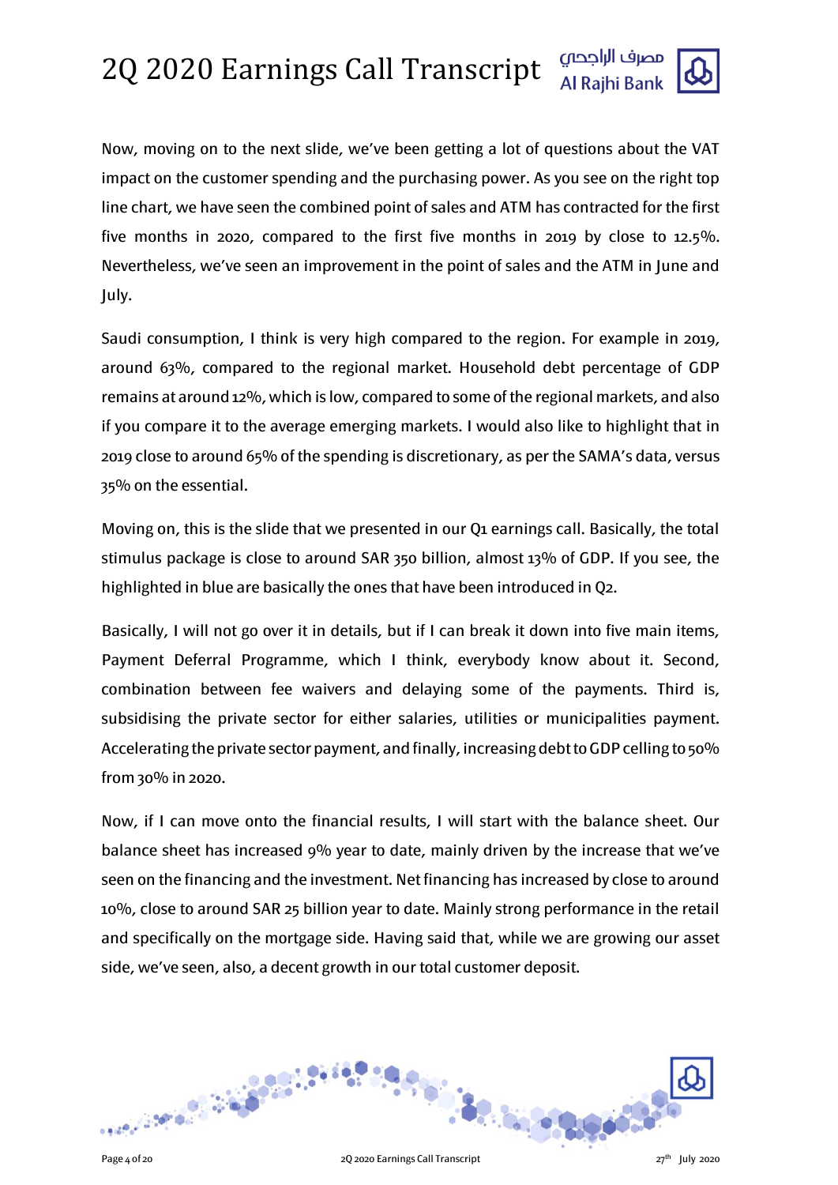Now, moving on to the next slide, we've been getting a lot of questions about the VAT impact on the customer spending and the purchasing power. As you see on the right top line chart, we have seen the combined point of sales and ATM has contracted for the first five months in 2020, compared to the first five months in 2019 by close to 12.5%. Nevertheless, we've seen an improvement in the point of sales and the ATM in June and July.

Saudi consumption, I think is very high compared to the region. For example in 2019, around 63%, compared to the regional market. Household debt percentage of GDP remains at around 12%, which is low, compared to some of the regional markets, and also if you compare it to the average emerging markets. I would also like to highlight that in 2019 close to around 65% of the spending is discretionary, as per the SAMA's data, versus 35% on the essential.

Moving on, this is the slide that we presented in our Q1 earnings call. Basically, the total stimulus package is close to around SAR 350 billion, almost 13% of GDP. If you see, the highlighted in blue are basically the ones that have been introduced in Q2.

Basically, I will not go over it in details, but if I can break it down into five main items, Payment Deferral Programme, which I think, everybody know about it. Second, combination between fee waivers and delaying some of the payments. Third is, subsidising the private sector for either salaries, utilities or municipalities payment. Accelerating the private sector payment, and finally, increasing debt to GDP celling to 50% from 30% in 2020.

Now, if I can move onto the financial results, I will start with the balance sheet. Our balance sheet has increased 9% year to date, mainly driven by the increase that we've seen on the financing and the investment. Net financing has increased by close to around 10%, close to around SAR 25 billion year to date. Mainly strong performance in the retail and specifically on the mortgage side. Having said that, while we are growing our asset side, we've seen, also, a decent growth in our total customer deposit.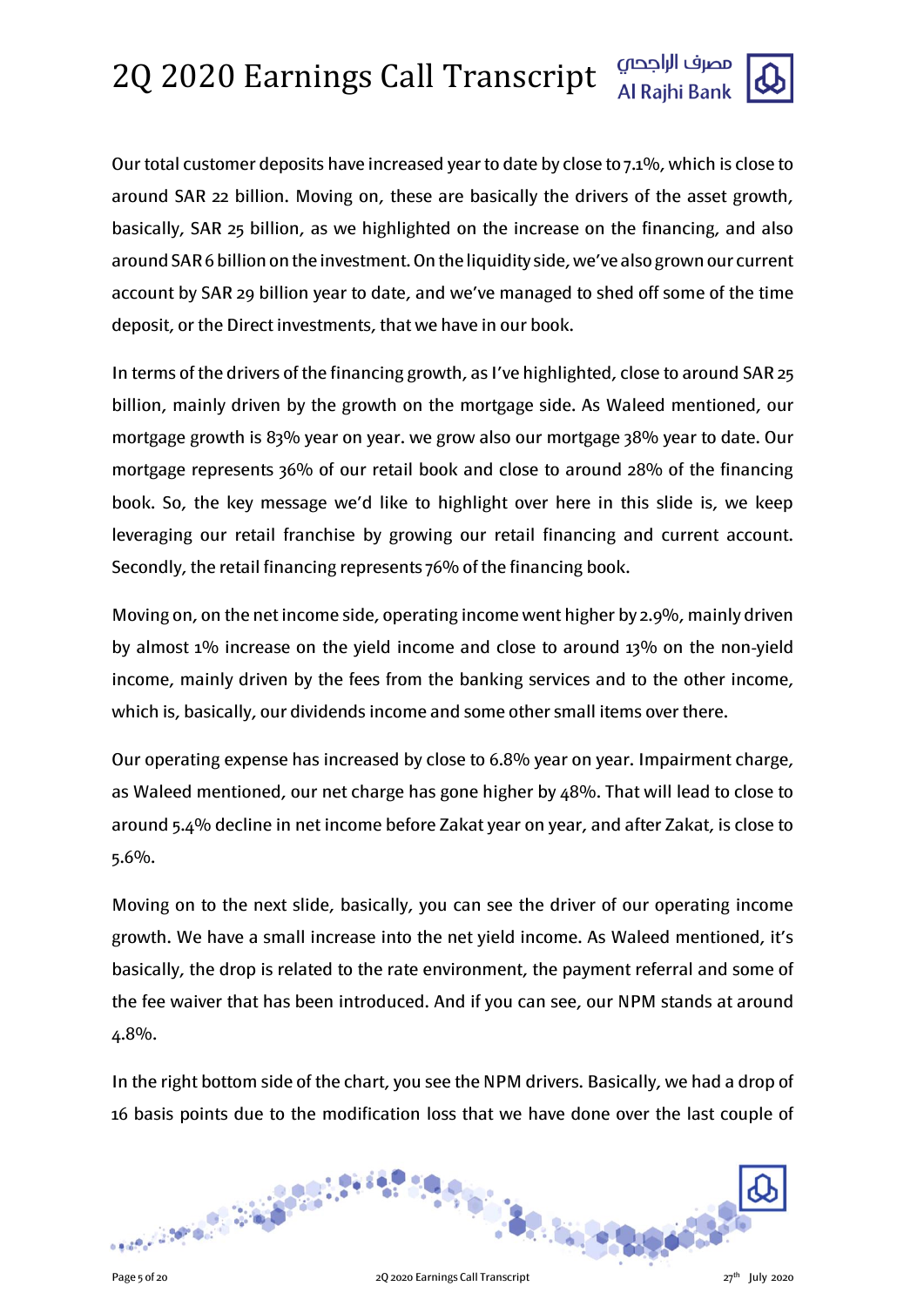Our total customer deposits have increased year to date by close to 7.1%, which is close to around SAR 22 billion. Moving on, these are basically the drivers of the asset growth, basically, SAR 25 billion, as we highlighted on the increase on the financing, and also around SAR 6 billion on the investment. On the liquidity side, we've also grown our current account by SAR 29 billion year to date, and we've managed to shed off some of the time deposit, or the Direct investments, that we have in our book.

In terms of the drivers of the financing growth, as I've highlighted, close to around SAR 25 billion, mainly driven by the growth on the mortgage side. As Waleed mentioned, our mortgage growth is 83% year on year. we grow also our mortgage 38% year to date. Our mortgage represents 36% of our retail book and close to around 28% of the financing book. So, the key message we'd like to highlight over here in this slide is, we keep leveraging our retail franchise by growing our retail financing and current account. Secondly, the retail financing represents 76% of the financing book.

Moving on, on the net income side, operating income went higher by 2.9%, mainly driven by almost 1% increase on the yield income and close to around 13% on the non-yield income, mainly driven by the fees from the banking services and to the other income, which is, basically, our dividends income and some other small items over there.

Our operating expense has increased by close to 6.8% year on year. Impairment charge, as Waleed mentioned, our net charge has gone higher by 48%. That will lead to close to around 5.4% decline in net income before Zakat year on year, and after Zakat, is close to 5.6%.

Moving on to the next slide, basically, you can see the driver of our operating income growth. We have a small increase into the net yield income. As Waleed mentioned, it's basically, the drop is related to the rate environment, the payment referral and some of the fee waiver that has been introduced. And if you can see, our NPM stands at around 4.8%.

In the right bottom side of the chart, you see the NPM drivers. Basically, we had a drop of 16 basis points due to the modification loss that we have done over the last couple of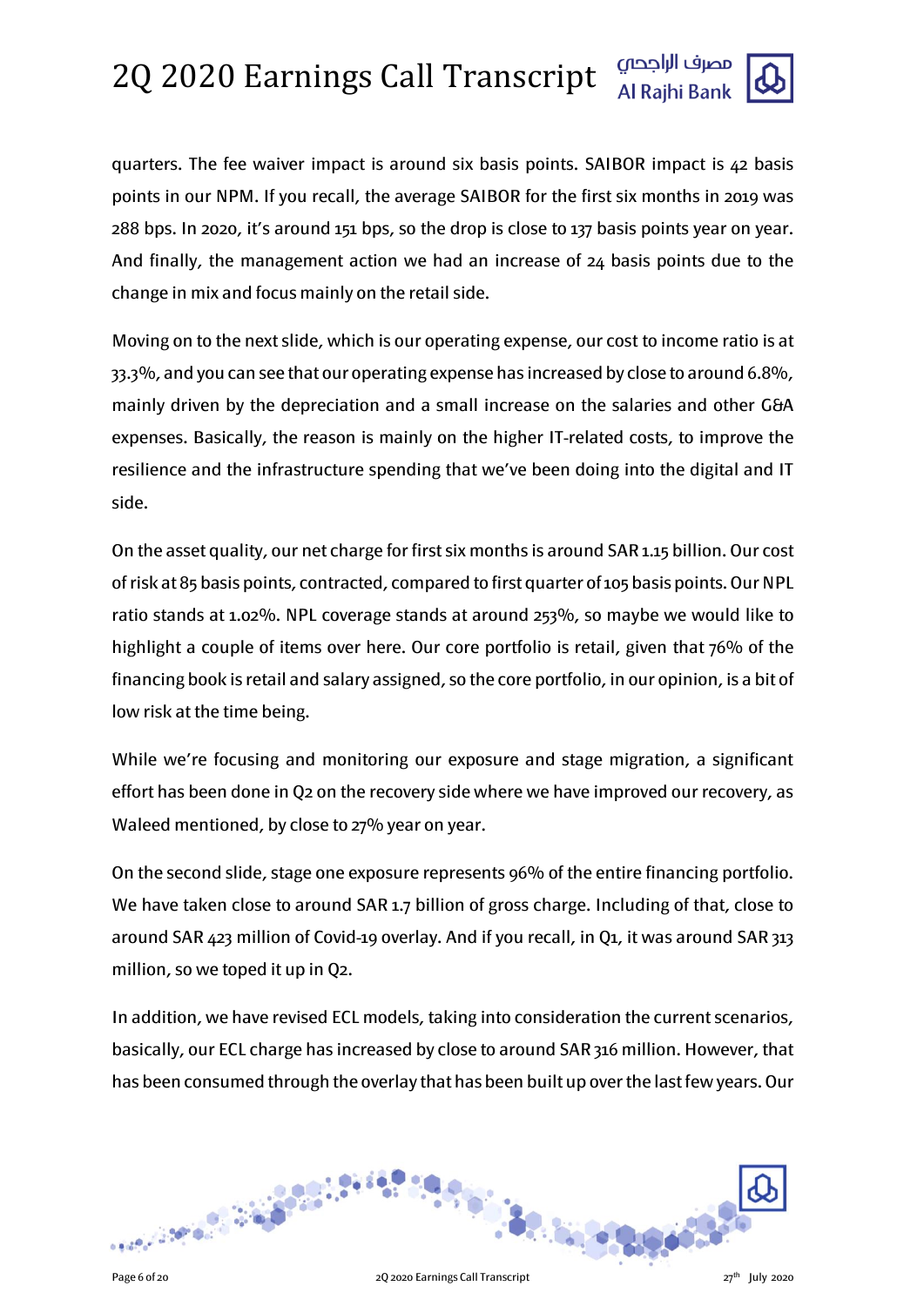quarters. The fee waiver impact is around six basis points. SAIBOR impact is 42 basis points in our NPM. If you recall, the average SAIBOR for the first six months in 2019 was 288 bps. In 2020, it's around 151 bps, so the drop is close to 137 basis points year on year. And finally, the management action we had an increase of 24 basis points due to the change in mix and focus mainly on the retail side.

Moving on to the next slide, which is our operating expense, our cost to income ratio is at 33.3%, and you can see that our operating expense has increased by close to around 6.8%, mainly driven by the depreciation and a small increase on the salaries and other G&A expenses. Basically, the reason is mainly on the higher IT-related costs, to improve the resilience and the infrastructure spending that we've been doing into the digital and IT side.

On the asset quality, our net charge for first six months is around SAR 1.15 billion. Our cost of risk at 85 basis points, contracted, compared to first quarter of 105 basis points. Our NPL ratio stands at 1.02%. NPL coverage stands at around 253%, so maybe we would like to highlight a couple of items over here. Our core portfolio is retail, given that 76% of the financing book is retail and salary assigned, so the core portfolio, in our opinion, is a bit of low risk at the time being.

While we're focusing and monitoring our exposure and stage migration, a significant effort has been done in Q2 on the recovery side where we have improved our recovery, as Waleed mentioned, by close to 27% year on year.

On the second slide, stage one exposure represents 96% of the entire financing portfolio. We have taken close to around SAR 1.7 billion of gross charge. Including of that, close to around SAR 423 million of Covid-19 overlay. And if you recall, in Q1, it was around SAR 313 million, so we toped it up in Q2.

In addition, we have revised ECL models, taking into consideration the current scenarios, basically, our ECL charge has increased by close to around SAR 316 million. However, that has been consumed through the overlay that has been built up over the last few years. Our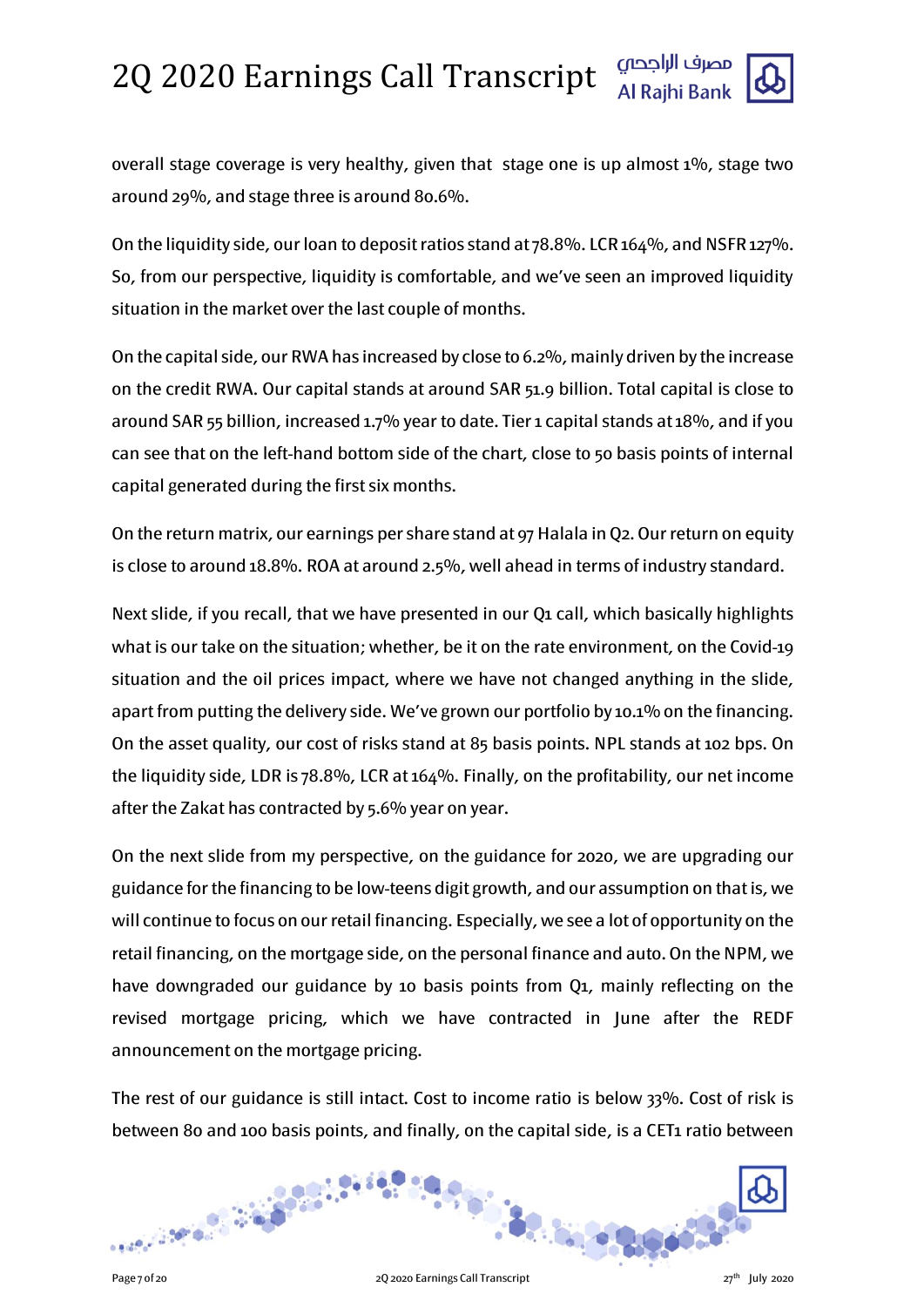overall stage coverage is very healthy, given that stage one is up almost 1%, stage two around 29%, and stage three is around 80.6%.

On the liquidity side, our loan to deposit ratios stand at 78.8%. LCR 164%, and NSFR 127%. So, from our perspective, liquidity is comfortable, and we've seen an improved liquidity situation in the market over the last couple of months.

On the capital side, our RWA has increased by close to 6.2%, mainly driven by the increase on the credit RWA. Our capital stands at around SAR 51.9 billion. Total capital is close to around SAR 55 billion, increased 1.7% year to date. Tier 1 capital stands at 18%, and if you can see that on the left-hand bottom side of the chart, close to 50 basis points of internal capital generated during the first six months.

On the return matrix, our earnings per share stand at 97 Halala in Q2. Our return on equity is close to around 18.8%. ROA at around 2.5%, well ahead in terms of industry standard.

Next slide, if you recall, that we have presented in our Q1 call, which basically highlights what is our take on the situation; whether, be it on the rate environment, on the Covid-19 situation and the oil prices impact, where we have not changed anything in the slide, apart from putting the delivery side. We've grown our portfolio by 10.1% on the financing. On the asset quality, our cost of risks stand at 85 basis points. NPL stands at 102 bps. On the liquidity side, LDR is 78.8%, LCR at 164%. Finally, on the profitability, our net income after the Zakat has contracted by 5.6% year on year.

On the next slide from my perspective, on the guidance for 2020, we are upgrading our guidance for the financing to be low-teens digit growth, and our assumption on that is, we will continue to focus on our retail financing. Especially, we see a lot of opportunity on the retail financing, on the mortgage side, on the personal finance and auto. On the NPM, we have downgraded our guidance by 10 basis points from Q1, mainly reflecting on the revised mortgage pricing, which we have contracted in June after the REDF announcement on the mortgage pricing.

The rest of our guidance is still intact. Cost to income ratio is below 33%. Cost of risk is between 80 and 100 basis points, and finally, on the capital side, is a CET1 ratio between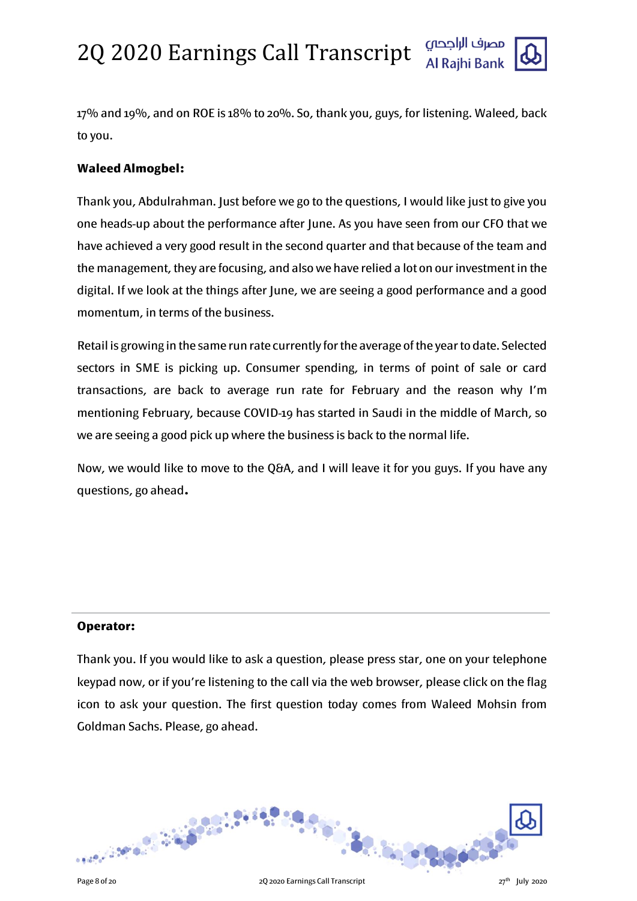17% and 19%, and on ROE is 18% to 20%. So, thank you, guys, for listening. Waleed, back to you.

**Waleed Almogbel:**

Thank you, Abdulrahman. Just before we go to the questions, I would like just to give you one heads-up about the performance after June. As you have seen from our CFO that we have achieved a very good result in the second quarter and that because of the team and the management, they are focusing, and also we have relied a lot on our investment in the digital. If we look at the things after June, we are seeing a good performance and a good momentum, in terms of the business.

Retail is growing in the same run rate currently for the average of the year to date. Selected sectors in SME is picking up. Consumer spending, in terms of point of sale or card transactions, are back to average run rate for February and the reason why I'm mentioning February, because COVID-19 has started in Saudi in the middle of March, so we are seeing a good pick up where the business is back to the normal life.

Now, we would like to move to the Q&A, and I will leave it for you guys. If you have any questions, go ahead.

---

**Operator:**

Thank you. If you would like to ask a question, please press star, one on your telephone keypad now, or if you're listening to the call via the web browser, please click on the flag icon to ask your question. The first question today comes from Waleed Mohsin from Goldman Sachs. Please, go ahead.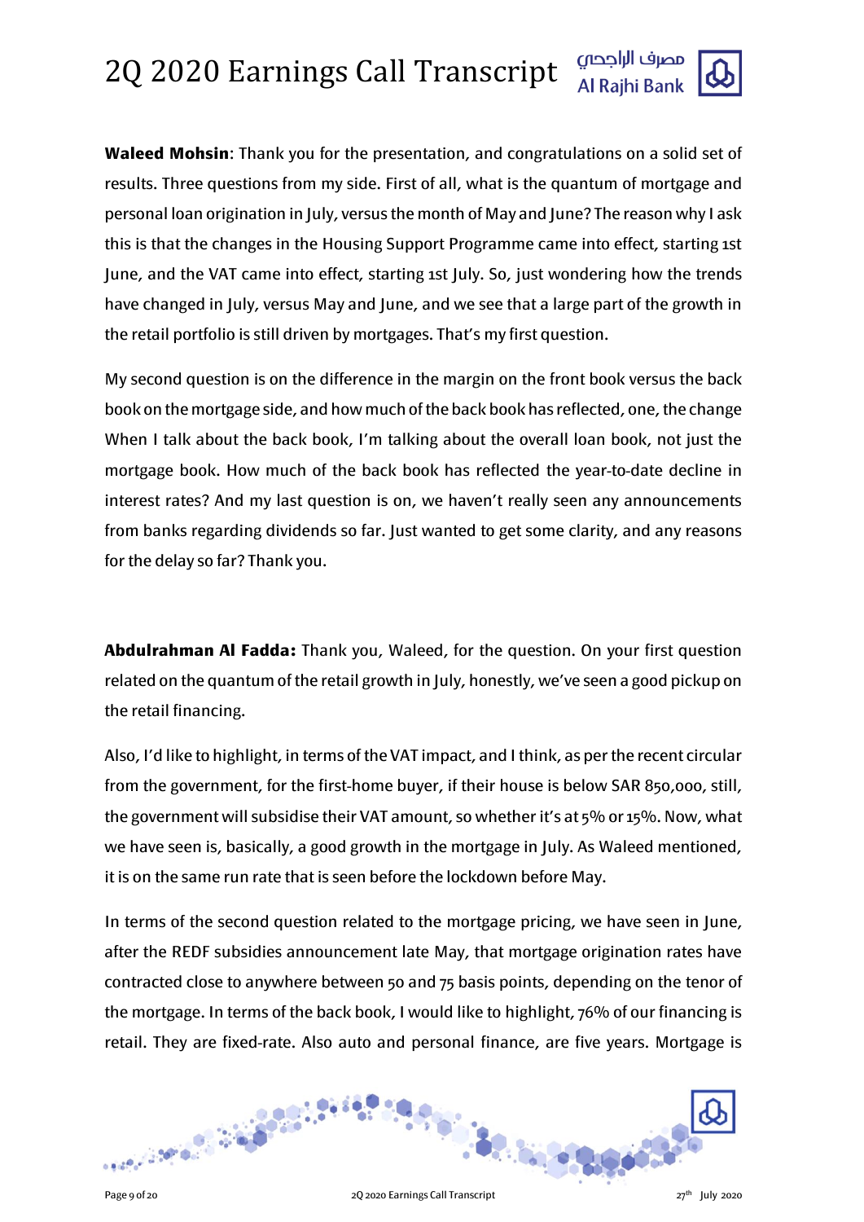**Waleed Mohsin**: Thank you for the presentation, and congratulations on a solid set of results. Three questions from my side. First of all, what is the quantum of mortgage and personal loan origination in July, versus the month of May and June? The reason why I ask this is that the changes in the Housing Support Programme came into effect, starting 1st June, and the VAT came into effect, starting 1st July. So, just wondering how the trends have changed in July, versus May and June, and we see that a large part of the growth in the retail portfolio is still driven by mortgages. That's my first question.

My second question is on the difference in the margin on the front book versus the back book on the mortgage side, and how much of the back book has reflected, one, the change When I talk about the back book, I'm talking about the overall loan book, not just the mortgage book. How much of the back book has reflected the year-to-date decline in interest rates? And my last question is on, we haven't really seen any announcements from banks regarding dividends so far. Just wanted to get some clarity, and any reasons for the delay so far? Thank you.

**Abdulrahman Al Fadda:** Thank you, Waleed, for the question. On your first question related on the quantum of the retail growth in July, honestly, we've seen a good pickup on the retail financing.

Also, I'd like to highlight, in terms of the VAT impact, and I think, as per the recent circular from the government, for the first-home buyer, if their house is below SAR 850,000, still, the government will subsidise their VAT amount, so whether it's at 5% or 15%. Now, what we have seen is, basically, a good growth in the mortgage in July. As Waleed mentioned, it is on the same run rate that is seen before the lockdown before May.

In terms of the second question related to the mortgage pricing, we have seen in June, after the REDF subsidies announcement late May, that mortgage origination rates have contracted close to anywhere between 50 and 75 basis points, depending on the tenor of the mortgage. In terms of the back book, I would like to highlight, 76% of our financing is retail. They are fixed-rate. Also auto and personal finance, are five years. Mortgage is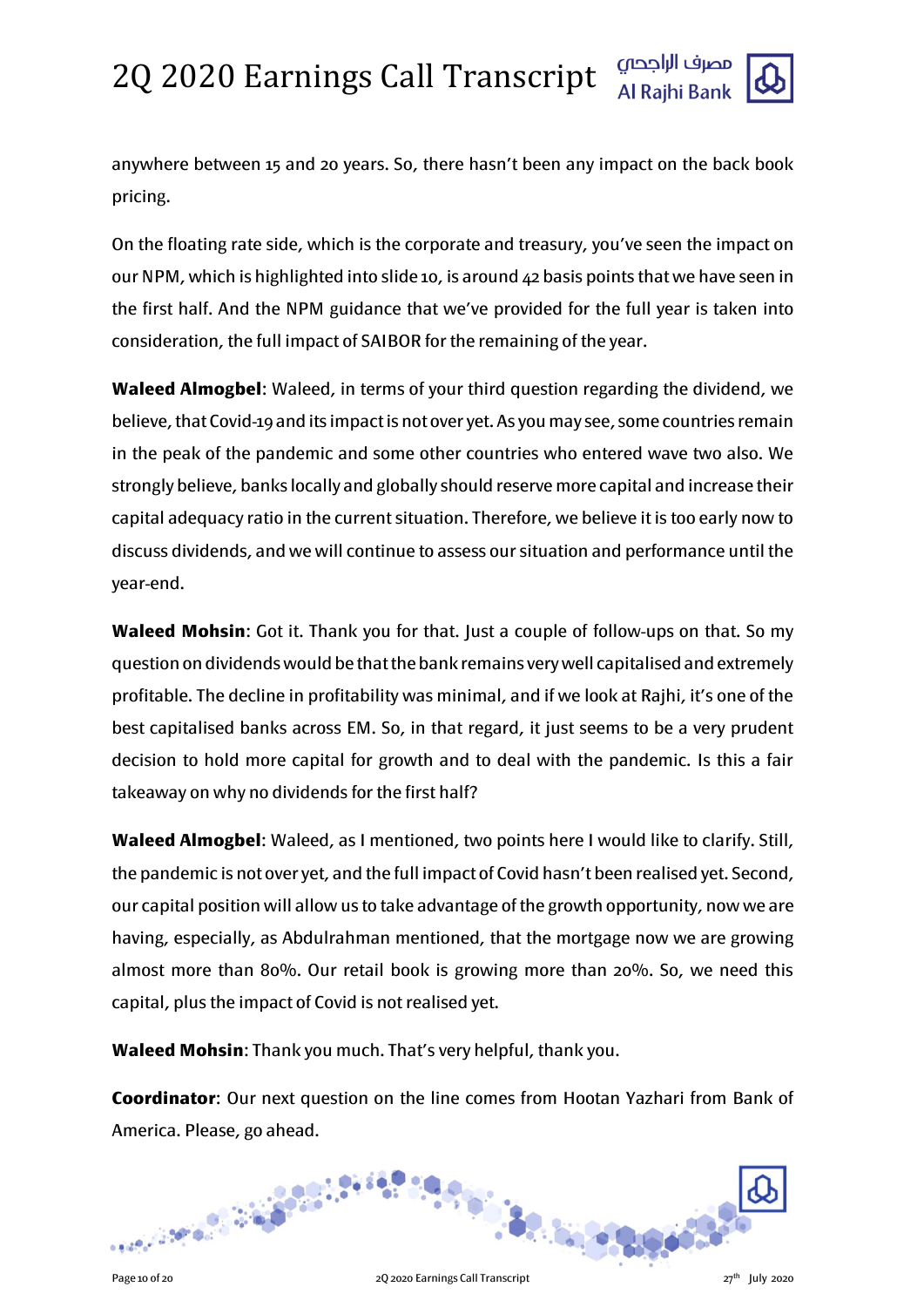anywhere between 15 and 20 years. So, there hasn't been any impact on the back book pricing.

On the floating rate side, which is the corporate and treasury, you've seen the impact on our NPM, which is highlighted into slide 10, is around 42 basis points that we have seen in the first half. And the NPM guidance that we've provided for the full year is taken into consideration, the full impact of SAIBOR for the remaining of the year.

**Waleed Almogbel**: Waleed, in terms of your third question regarding the dividend, we believe, that Covid-19 and its impact is not over yet. As you may see, some countries remain in the peak of the pandemic and some other countries who entered wave two also. We strongly believe, banks locally and globally should reserve more capital and increase their capital adequacy ratio in the current situation. Therefore, we believe it is too early now to discuss dividends, and we will continue to assess our situation and performance until the year-end.

**Waleed Mohsin**: Got it. Thank you for that. Just a couple of follow-ups on that. So my question on dividends would be that the bank remains very well capitalised and extremely profitable. The decline in profitability was minimal, and if we look at Rajhi, it's one of the best capitalised banks across EM. So, in that regard, it just seems to be a very prudent decision to hold more capital for growth and to deal with the pandemic. Is this a fair takeaway on why no dividends for the first half?

**Waleed Almogbel**: Waleed, as I mentioned, two points here I would like to clarify. Still, the pandemic is not over yet, and the full impact of Covid hasn't been realised yet. Second, our capital position will allow us to take advantage of the growth opportunity, now we are having, especially, as Abdulrahman mentioned, that the mortgage now we are growing almost more than 80%. Our retail book is growing more than 20%. So, we need this capital, plus the impact of Covid is not realised yet.

**Waleed Mohsin**: Thank you much. That's very helpful, thank you.

**Coordinator**: Our next question on the line comes from Hootan Yazhari from Bank of America. Please, go ahead.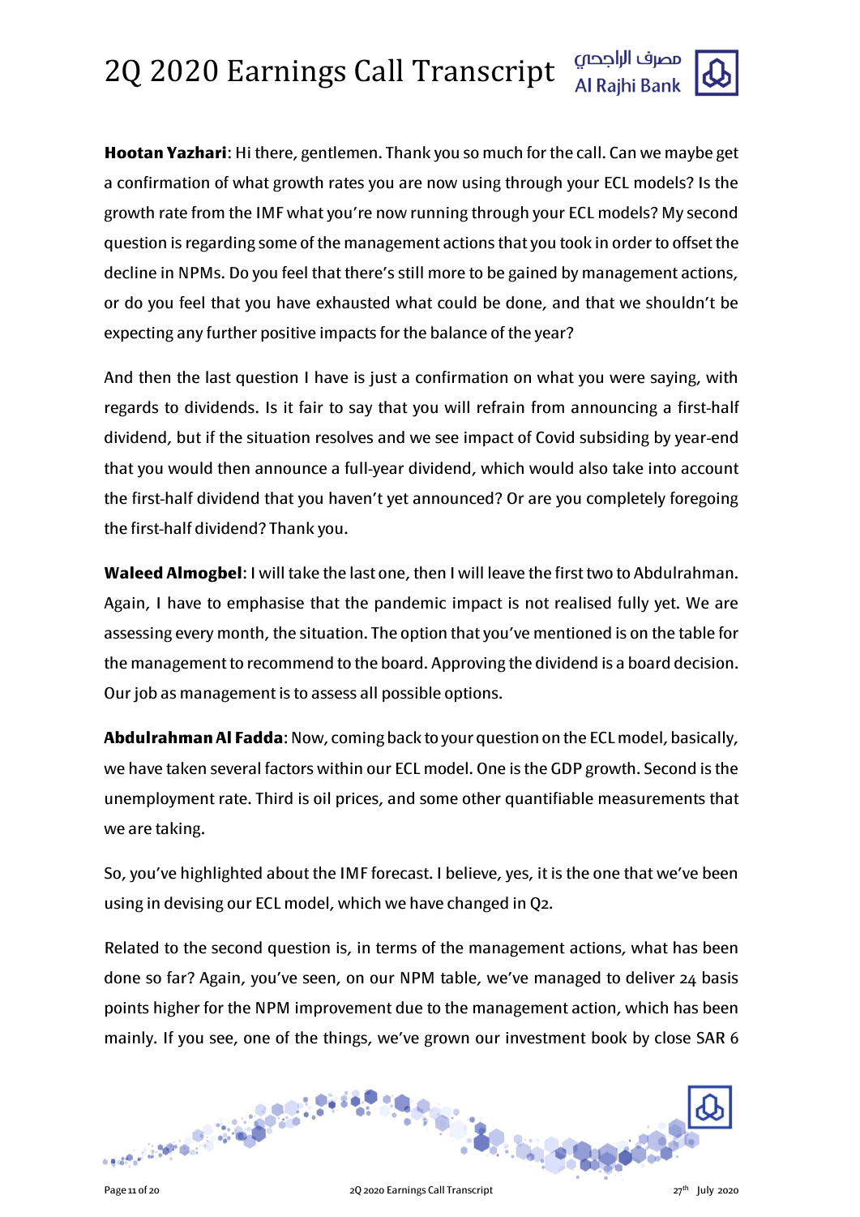**Hootan Yazhari**: Hi there, gentlemen. Thank you so much for the call. Can we maybe get a confirmation of what growth rates you are now using through your ECL models? Is the growth rate from the IMF what you're now running through your ECL models? My second question is regarding some of the management actions that you took in order to offset the decline in NPMs. Do you feel that there's still more to be gained by management actions, or do you feel that you have exhausted what could be done, and that we shouldn't be expecting any further positive impacts for the balance of the year?

And then the last question I have is just a confirmation on what you were saying, with regards to dividends. Is it fair to say that you will refrain from announcing a first-half dividend, but if the situation resolves and we see impact of Covid subsiding by year-end that you would then announce a full-year dividend, which would also take into account the first-half dividend that you haven't yet announced? Or are you completely foregoing the first-half dividend? Thank you.

**Waleed Almogbel**: I will take the last one, then I will leave the first two to Abdulrahman. Again, I have to emphasise that the pandemic impact is not realised fully yet. We are assessing every month, the situation. The option that you've mentioned is on the table for the management to recommend to the board. Approving the dividend is a board decision. Our job as management is to assess all possible options.

**Abdulrahman Al Fadda**: Now, coming back to your question on the ECL model, basically, we have taken several factors within our ECL model. One is the GDP growth. Second is the unemployment rate. Third is oil prices, and some other quantifiable measurements that we are taking.

So, you've highlighted about the IMF forecast. I believe, yes, it is the one that we've been using in devising our ECL model, which we have changed in Q2.

Related to the second question is, in terms of the management actions, what has been done so far? Again, you've seen, on our NPM table, we've managed to deliver 24 basis points higher for the NPM improvement due to the management action, which has been mainly. If you see, one of the things, we've grown our investment book by close SAR 6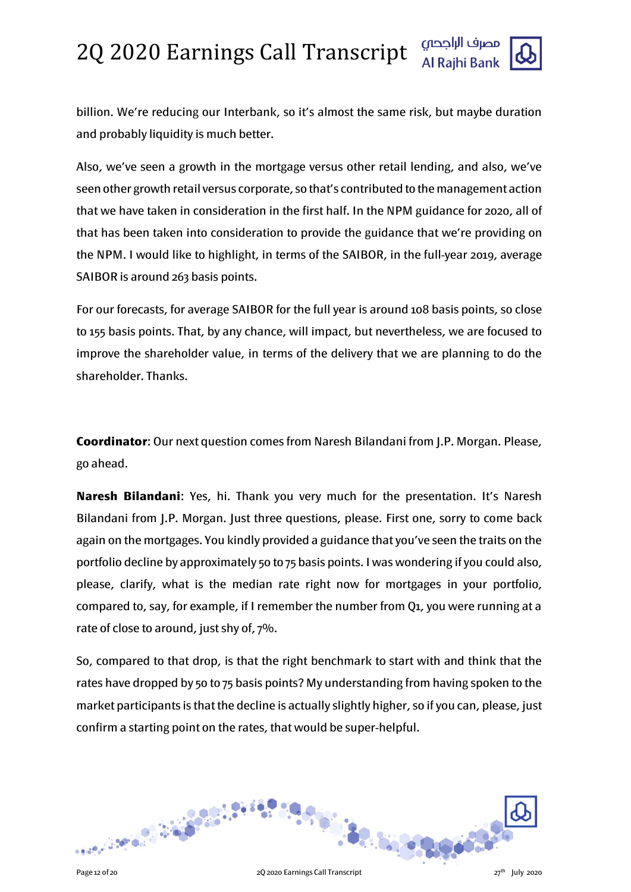billion. We're reducing our Interbank, so it's almost the same risk, but maybe duration and probably liquidity is much better.

Also, we've seen a growth in the mortgage versus other retail lending, and also, we've seen other growth retail versus corporate, so that's contributed to the management action that we have taken in consideration in the first half. In the NPM guidance for 2020, all of that has been taken into consideration to provide the guidance that we're providing on the NPM. I would like to highlight, in terms of the SAIBOR, in the full-year 2019, average SAIBOR is around 263 basis points.

For our forecasts, for average SAIBOR for the full year is around 108 basis points, so close to 155 basis points. That, by any chance, will impact, but nevertheless, we are focused to improve the shareholder value, in terms of the delivery that we are planning to do the shareholder. Thanks.

**Coordinator**: Our next question comes from Naresh Bilandani from J.P. Morgan. Please, go ahead.

**Naresh Bilandani**: Yes, hi. Thank you very much for the presentation. It's Naresh Bilandani from J.P. Morgan. Just three questions, please. First one, sorry to come back again on the mortgages. You kindly provided a guidance that you've seen the traits on the portfolio decline by approximately 50 to 75 basis points. I was wondering if you could also, please, clarify, what is the median rate right now for mortgages in your portfolio, compared to, say, for example, if I remember the number from Q1, you were running at a rate of close to around, just shy of, 7%.

So, compared to that drop, is that the right benchmark to start with and think that the rates have dropped by 50 to 75 basis points? My understanding from having spoken to the market participants is that the decline is actually slightly higher, so if you can, please, just confirm a starting point on the rates, that would be super-helpful.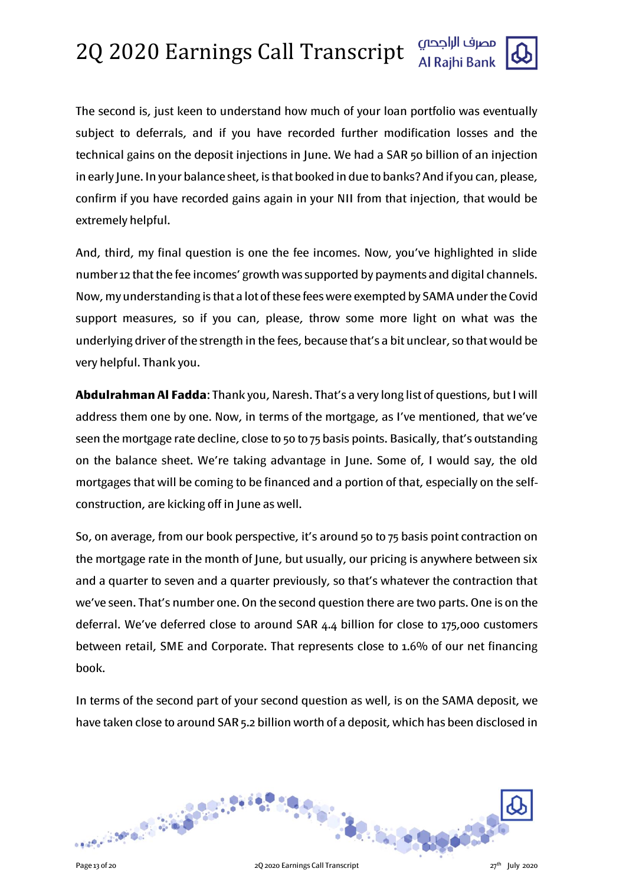The second is, just keen to understand how much of your loan portfolio was eventually subject to deferrals, and if you have recorded further modification losses and the technical gains on the deposit injections in June. We had a SAR 50 billion of an injection in early June. In your balance sheet, is that booked in due to banks? And if you can, please, confirm if you have recorded gains again in your NII from that injection, that would be extremely helpful.

And, third, my final question is one the fee incomes. Now, you've highlighted in slide number 12 that the fee incomes' growth was supported by payments and digital channels. Now, my understanding is that a lot of these fees were exempted by SAMA under the Covid support measures, so if you can, please, throw some more light on what was the underlying driver of the strength in the fees, because that's a bit unclear, so that would be very helpful. Thank you.

**Abdulrahman Al Fadda**: Thank you, Naresh. That's a very long list of questions, but I will address them one by one. Now, in terms of the mortgage, as I've mentioned, that we've seen the mortgage rate decline, close to 50 to 75 basis points. Basically, that's outstanding on the balance sheet. We're taking advantage in June. Some of, I would say, the old mortgages that will be coming to be financed and a portion of that, especially on the self-construction, are kicking off in June as well.

So, on average, from our book perspective, it's around 50 to 75 basis point contraction on the mortgage rate in the month of June, but usually, our pricing is anywhere between six and a quarter to seven and a quarter previously, so that's whatever the contraction that we've seen. That's number one. On the second question there are two parts. One is on the deferral. We've deferred close to around SAR 4.4 billion for close to 175,000 customers between retail, SME and Corporate. That represents close to 1.6% of our net financing book.

In terms of the second part of your second question as well, is on the SAMA deposit, we have taken close to around SAR 5.2 billion worth of a deposit, which has been disclosed in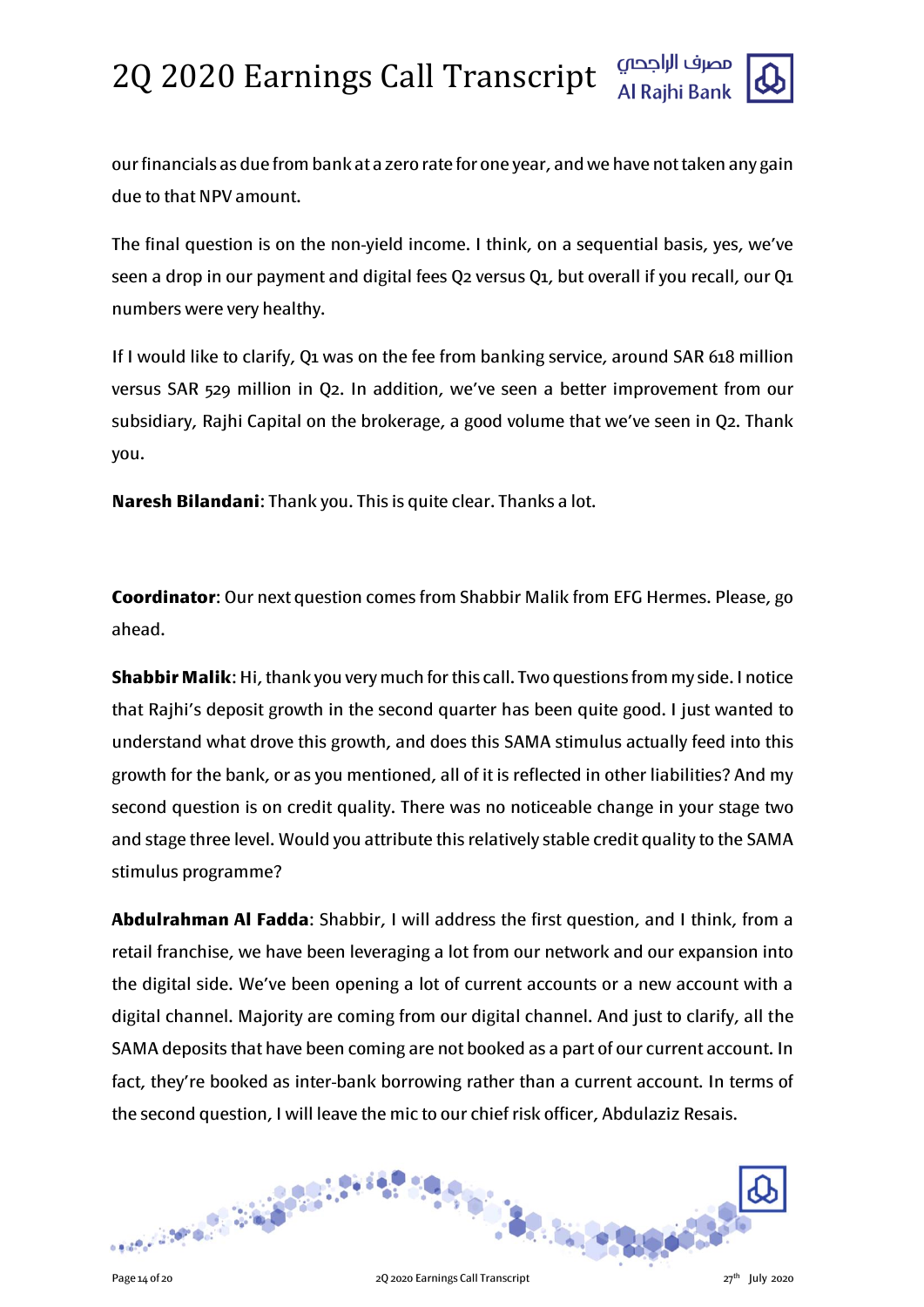our financials as due from bank at a zero rate for one year, and we have not taken any gain due to that NPV amount.

The final question is on the non-yield income. I think, on a sequential basis, yes, we've seen a drop in our payment and digital fees Q2 versus Q1, but overall if you recall, our Q1 numbers were very healthy.

If I would like to clarify, Q1 was on the fee from banking service, around SAR 618 million versus SAR 529 million in Q2. In addition, we've seen a better improvement from our subsidiary, Rajhi Capital on the brokerage, a good volume that we've seen in Q2. Thank you.

**Naresh Bilandani**: Thank you. This is quite clear. Thanks a lot.

**Coordinator**: Our next question comes from Shabbir Malik from EFG Hermes. Please, go ahead.

**Shabbir Malik**: Hi, thank you very much for this call. Two questions from my side. I notice that Rajhi's deposit growth in the second quarter has been quite good. I just wanted to understand what drove this growth, and does this SAMA stimulus actually feed into this growth for the bank, or as you mentioned, all of it is reflected in other liabilities? And my second question is on credit quality. There was no noticeable change in your stage two and stage three level. Would you attribute this relatively stable credit quality to the SAMA stimulus programme?

**Abdulrahman Al Fadda**: Shabbir, I will address the first question, and I think, from a retail franchise, we have been leveraging a lot from our network and our expansion into the digital side. We've been opening a lot of current accounts or a new account with a digital channel. Majority are coming from our digital channel. And just to clarify, all the SAMA deposits that have been coming are not booked as a part of our current account. In fact, they're booked as inter-bank borrowing rather than a current account. In terms of the second question, I will leave the mic to our chief risk officer, Abdulaziz Resais.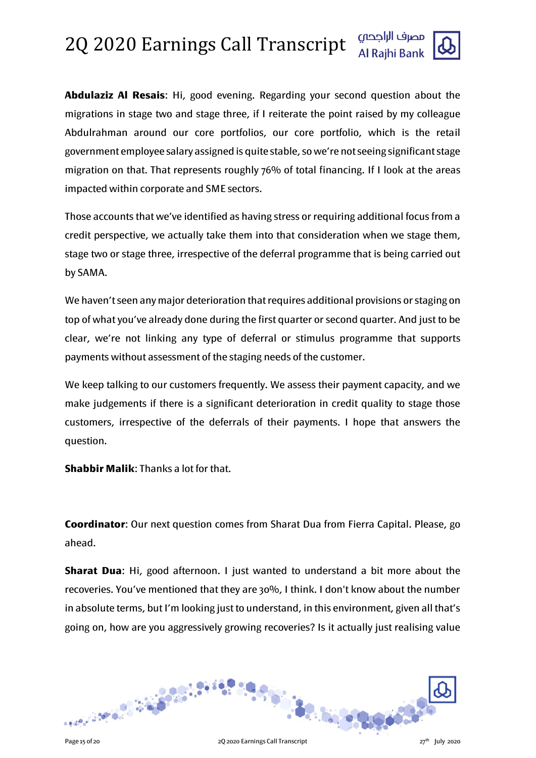**Abdulaziz Al Resais**: Hi, good evening. Regarding your second question about the migrations in stage two and stage three, if I reiterate the point raised by my colleague Abdulrahman around our core portfolios, our core portfolio, which is the retail government employee salary assigned is quite stable, so we're not seeing significant stage migration on that. That represents roughly 76% of total financing. If I look at the areas impacted within corporate and SME sectors.

Those accounts that we've identified as having stress or requiring additional focus from a credit perspective, we actually take them into that consideration when we stage them, stage two or stage three, irrespective of the deferral programme that is being carried out by SAMA.

We haven't seen any major deterioration that requires additional provisions or staging on top of what you've already done during the first quarter or second quarter. And just to be clear, we're not linking any type of deferral or stimulus programme that supports payments without assessment of the staging needs of the customer.

We keep talking to our customers frequently. We assess their payment capacity, and we make judgements if there is a significant deterioration in credit quality to stage those customers, irrespective of the deferrals of their payments. I hope that answers the question.

**Shabbir Malik**: Thanks a lot for that.

**Coordinator**: Our next question comes from Sharat Dua from Fierra Capital. Please, go ahead.

**Sharat Dua**: Hi, good afternoon. I just wanted to understand a bit more about the recoveries. You've mentioned that they are 30%, I think. I don't know about the number in absolute terms, but I'm looking just to understand, in this environment, given all that's going on, how are you aggressively growing recoveries? Is it actually just realising value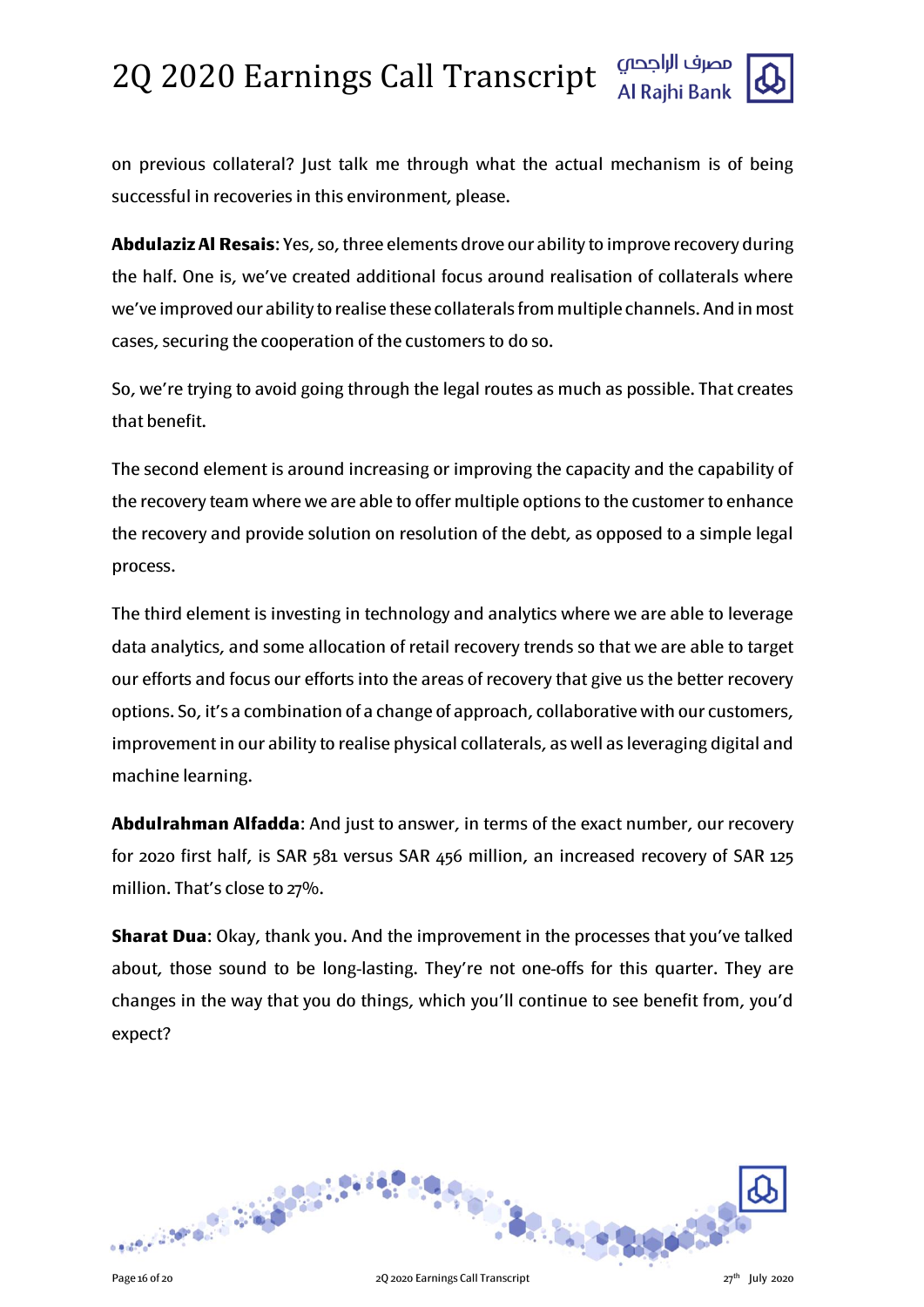on previous collateral? Just talk me through what the actual mechanism is of being successful in recoveries in this environment, please.

**Abdulaziz Al Resais**: Yes, so, three elements drove our ability to improve recovery during the half. One is, we've created additional focus around realisation of collaterals where we've improved our ability to realise these collaterals from multiple channels. And in most cases, securing the cooperation of the customers to do so.

So, we're trying to avoid going through the legal routes as much as possible. That creates that benefit.

The second element is around increasing or improving the capacity and the capability of the recovery team where we are able to offer multiple options to the customer to enhance the recovery and provide solution on resolution of the debt, as opposed to a simple legal process.

The third element is investing in technology and analytics where we are able to leverage data analytics, and some allocation of retail recovery trends so that we are able to target our efforts and focus our efforts into the areas of recovery that give us the better recovery options. So, it's a combination of a change of approach, collaborative with our customers, improvement in our ability to realise physical collaterals, as well as leveraging digital and machine learning.

**Abdulrahman Alfadda**: And just to answer, in terms of the exact number, our recovery for 2020 first half, is SAR 581 versus SAR 456 million, an increased recovery of SAR 125 million. That's close to 27%.

**Sharat Dua**: Okay, thank you. And the improvement in the processes that you've talked about, those sound to be long-lasting. They're not one-offs for this quarter. They are changes in the way that you do things, which you'll continue to see benefit from, you'd expect?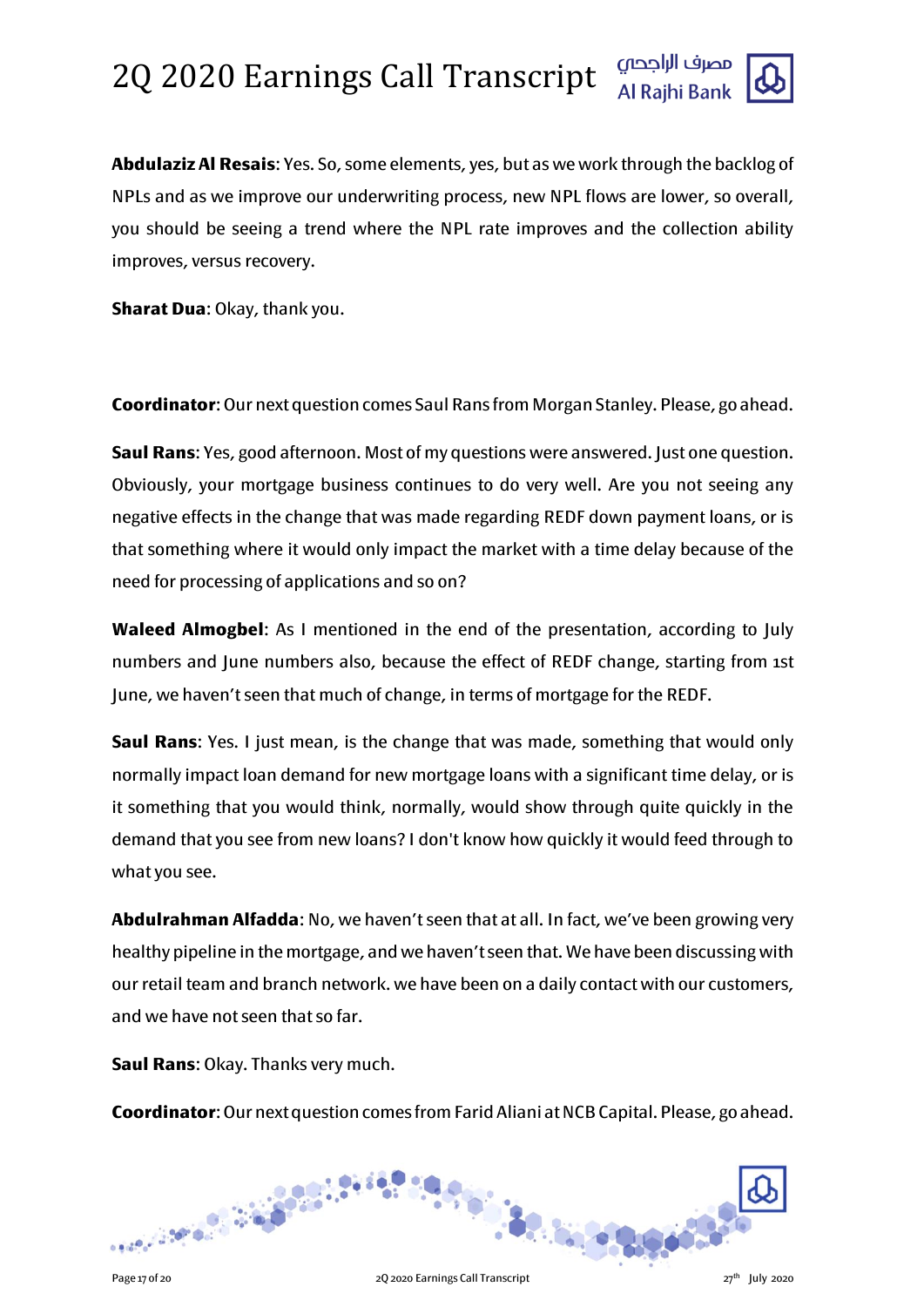**Abdulaziz Al Resais**: Yes. So, some elements, yes, but as we work through the backlog of NPLs and as we improve our underwriting process, new NPL flows are lower, so overall, you should be seeing a trend where the NPL rate improves and the collection ability improves, versus recovery.

**Sharat Dua**: Okay, thank you.

**Coordinator**: Our next question comes Saul Rans from Morgan Stanley. Please, go ahead.

**Saul Rans**: Yes, good afternoon. Most of my questions were answered. Just one question. Obviously, your mortgage business continues to do very well. Are you not seeing any negative effects in the change that was made regarding REDF down payment loans, or is that something where it would only impact the market with a time delay because of the need for processing of applications and so on?

**Waleed Almogbel**: As I mentioned in the end of the presentation, according to July numbers and June numbers also, because the effect of REDF change, starting from 1st June, we haven't seen that much of change, in terms of mortgage for the REDF.

**Saul Rans**: Yes. I just mean, is the change that was made, something that would only normally impact loan demand for new mortgage loans with a significant time delay, or is it something that you would think, normally, would show through quite quickly in the demand that you see from new loans? I don't know how quickly it would feed through to what you see.

**Abdulrahman Alfadda**: No, we haven't seen that at all. In fact, we've been growing very healthy pipeline in the mortgage, and we haven't seen that. We have been discussing with our retail team and branch network. we have been on a daily contact with our customers, and we have not seen that so far.

**Saul Rans**: Okay. Thanks very much.

**Coordinator**: Our next question comes from Farid Aliani at NCB Capital. Please, go ahead.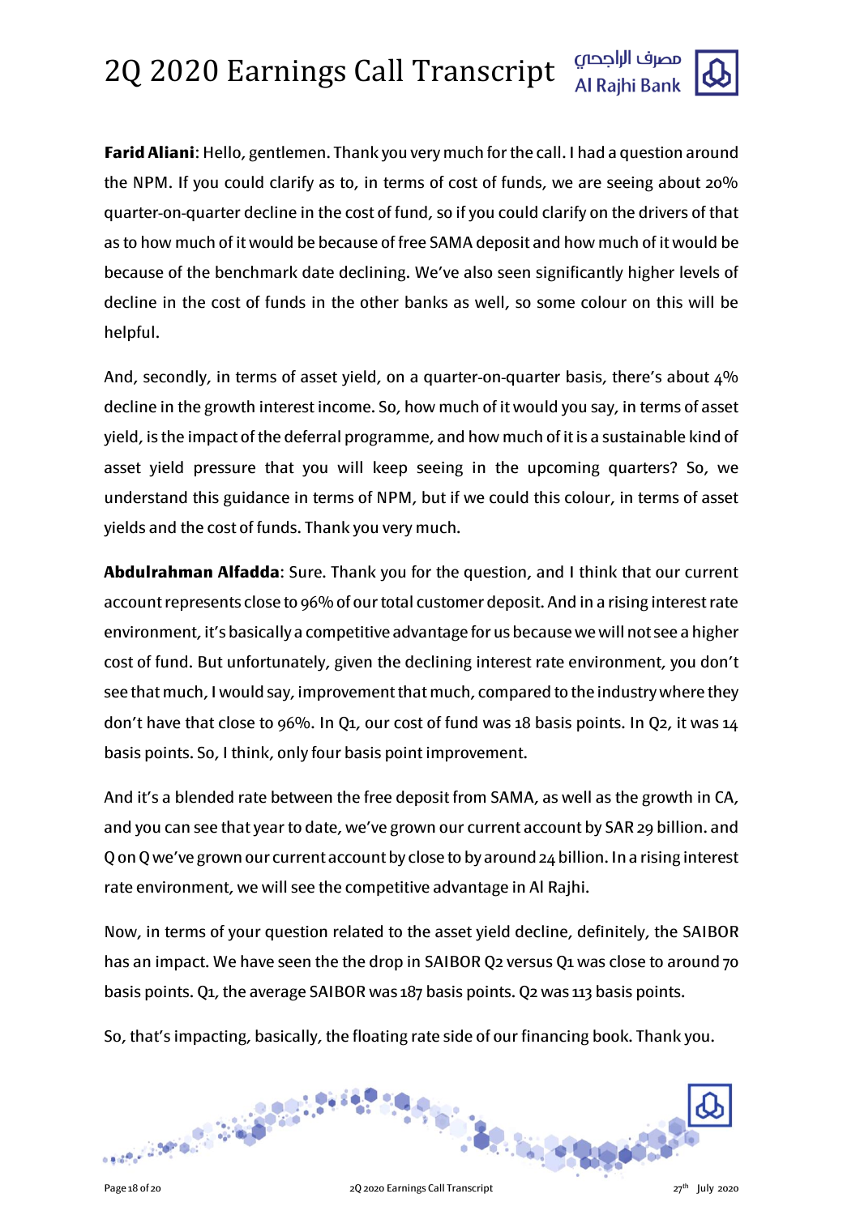**Farid Aliani**: Hello, gentlemen. Thank you very much for the call. I had a question around the NPM. If you could clarify as to, in terms of cost of funds, we are seeing about 20% quarter-on-quarter decline in the cost of fund, so if you could clarify on the drivers of that as to how much of it would be because of free SAMA deposit and how much of it would be because of the benchmark date declining. We've also seen significantly higher levels of decline in the cost of funds in the other banks as well, so some colour on this will be helpful.

And, secondly, in terms of asset yield, on a quarter-on-quarter basis, there's about 4% decline in the growth interest income. So, how much of it would you say, in terms of asset yield, is the impact of the deferral programme, and how much of it is a sustainable kind of asset yield pressure that you will keep seeing in the upcoming quarters? So, we understand this guidance in terms of NPM, but if we could this colour, in terms of asset yields and the cost of funds. Thank you very much.

**Abdulrahman Alfadda**: Sure. Thank you for the question, and I think that our current account represents close to 96% of our total customer deposit. And in a rising interest rate environment, it's basically a competitive advantage for us because we will not see a higher cost of fund. But unfortunately, given the declining interest rate environment, you don't see that much, I would say, improvement that much, compared to the industry where they don't have that close to 96%. In Q1, our cost of fund was 18 basis points. In Q2, it was 14 basis points. So, I think, only four basis point improvement.

And it's a blended rate between the free deposit from SAMA, as well as the growth in CA, and you can see that year to date, we've grown our current account by SAR 29 billion. and Q on Q we've grown our current account by close to by around 24 billion. In a rising interest rate environment, we will see the competitive advantage in Al Rajhi.

Now, in terms of your question related to the asset yield decline, definitely, the SAIBOR has an impact. We have seen the the drop in SAIBOR Q2 versus Q1 was close to around 70 basis points. Q1, the average SAIBOR was 187 basis points. Q2 was 113 basis points.

So, that's impacting, basically, the floating rate side of our financing book. Thank you.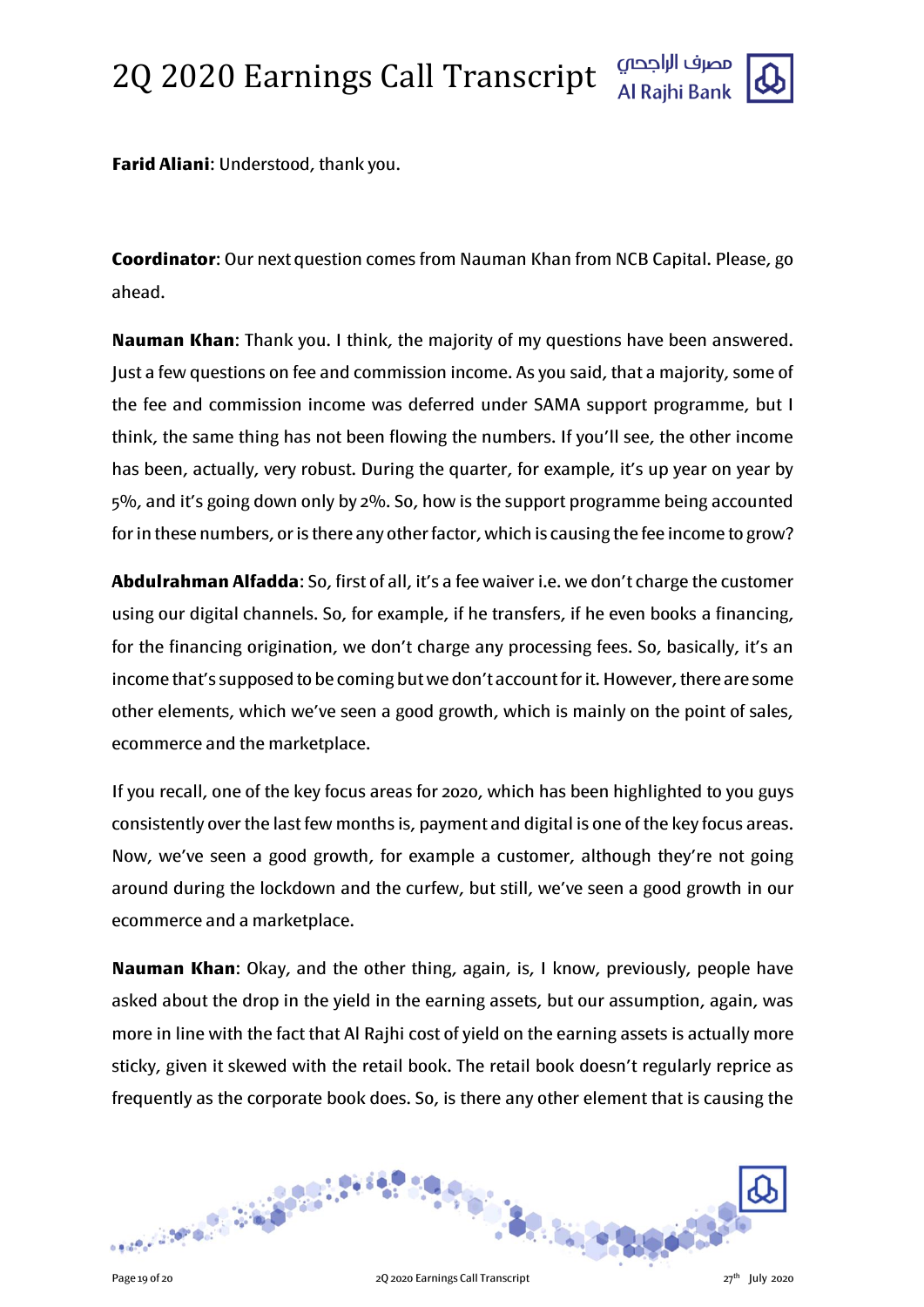**Farid Aliani**: Understood, thank you.

**Coordinator**: Our next question comes from Nauman Khan from NCB Capital. Please, go ahead.

**Nauman Khan**: Thank you. I think, the majority of my questions have been answered. Just a few questions on fee and commission income. As you said, that a majority, some of the fee and commission income was deferred under SAMA support programme, but I think, the same thing has not been flowing the numbers. If you'll see, the other income has been, actually, very robust. During the quarter, for example, it's up year on year by 5%, and it's going down only by 2%. So, how is the support programme being accounted for in these numbers, or is there any other factor, which is causing the fee income to grow?

**Abdulrahman Alfadda**: So, first of all, it's a fee waiver i.e. we don't charge the customer using our digital channels. So, for example, if he transfers, if he even books a financing, for the financing origination, we don't charge any processing fees. So, basically, it's an income that's supposed to be coming but we don't account for it. However, there are some other elements, which we've seen a good growth, which is mainly on the point of sales, ecommerce and the marketplace.

If you recall, one of the key focus areas for 2020, which has been highlighted to you guys consistently over the last few months is, payment and digital is one of the key focus areas. Now, we've seen a good growth, for example a customer, although they're not going around during the lockdown and the curfew, but still, we've seen a good growth in our ecommerce and a marketplace.

**Nauman Khan**: Okay, and the other thing, again, is, I know, previously, people have asked about the drop in the yield in the earning assets, but our assumption, again, was more in line with the fact that Al Rajhi cost of yield on the earning assets is actually more sticky, given it skewed with the retail book. The retail book doesn't regularly reprice as frequently as the corporate book does. So, is there any other element that is causing the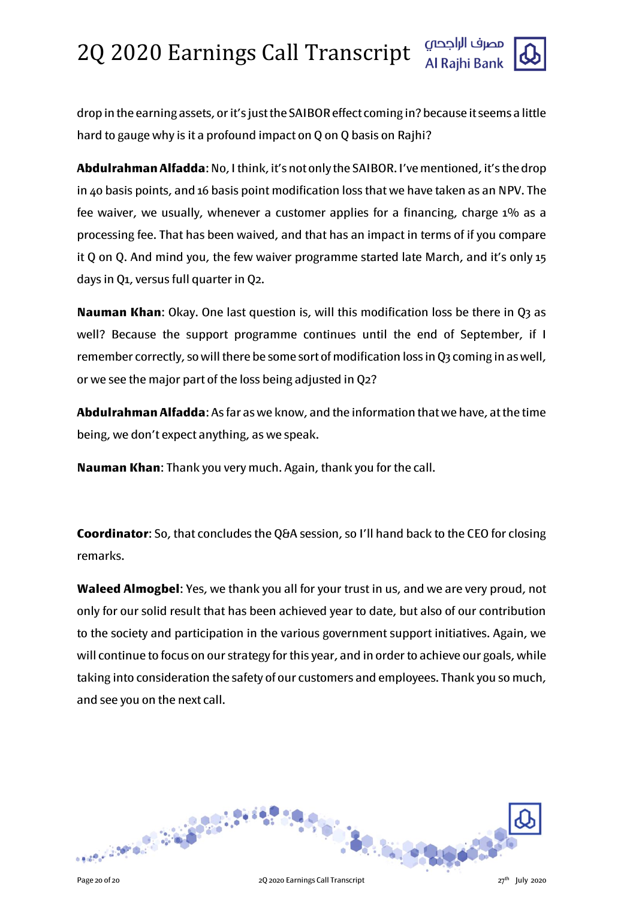drop in the earning assets, or it's just the SAIBOR effect coming in? because it seems a little hard to gauge why is it a profound impact on Q on Q basis on Rajhi?

**Abdulrahman Alfadda**: No, I think, it's not only the SAIBOR. I've mentioned, it's the drop in 40 basis points, and 16 basis point modification loss that we have taken as an NPV. The fee waiver, we usually, whenever a customer applies for a financing, charge 1% as a processing fee. That has been waived, and that has an impact in terms of if you compare it Q on Q. And mind you, the few waiver programme started late March, and it's only 15 days in Q1, versus full quarter in Q2.

**Nauman Khan**: Okay. One last question is, will this modification loss be there in Q3 as well? Because the support programme continues until the end of September, if I remember correctly, so will there be some sort of modification loss in Q3 coming in as well, or we see the major part of the loss being adjusted in Q2?

**Abdulrahman Alfadda**: As far as we know, and the information that we have, at the time being, we don't expect anything, as we speak.

**Nauman Khan**: Thank you very much. Again, thank you for the call.

**Coordinator**: So, that concludes the Q&A session, so I'll hand back to the CEO for closing remarks.

**Waleed Almogbel**: Yes, we thank you all for your trust in us, and we are very proud, not only for our solid result that has been achieved year to date, but also of our contribution to the society and participation in the various government support initiatives. Again, we will continue to focus on our strategy for this year, and in order to achieve our goals, while taking into consideration the safety of our customers and employees. Thank you so much, and see you on the next call.